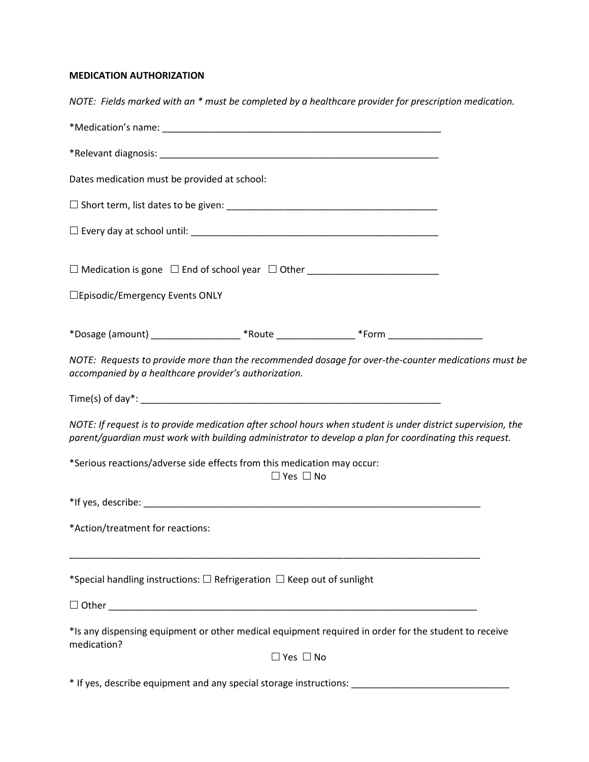**MEDICATION AUTHORIZATION**

*NOTE: Fields marked with an * must be completed by a healthcare provider for prescription medication.*

*Medication's name: ______________________________________________________

*Relevant diagnosis: ______________________________________________________

Dates medication must be provided at school:

☐ Short term, list dates to be given: ________________________________________

☐ Every day at school until: ______________________________________________

☐ Medication is gone ☐ End of school year ☐ Other ________________________

☐Episodic/Emergency Events ONLY

*Dosage (amount) _________________ *Route _______________ *Form __________________

*NOTE: Requests to provide more than the recommended dosage for over-the-counter medications must be accompanied by a healthcare provider's authorization.*

Time(s) of day*: __________________________________________________________

*NOTE: If request is to provide medication after school hours when student is under district supervision, the parent/guardian must work with building administrator to develop a plan for coordinating this request.*

*Serious reactions/adverse side effects from this medication may occur:

☐ Yes ☐ No

*If yes, describe: ___________________________________________________________________

*Action/treatment for reactions:

_______________________________________________________________________________

*Special handling instructions: ☐ Refrigeration ☐ Keep out of sunlight

☐ Other ________________________________________________________________________

*Is any dispensing equipment or other medical equipment required in order for the student to receive medication?

☐ Yes ☐ No

* If yes, describe equipment and any special storage instructions: ______________________________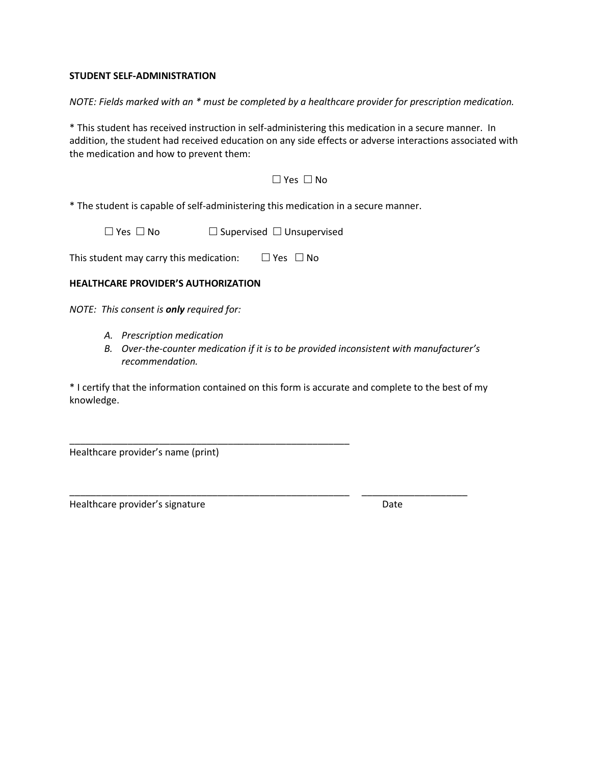**STUDENT SELF-ADMINISTRATION**

*NOTE: Fields marked with an * must be completed by a healthcare provider for prescription medication.*

* This student has received instruction in self-administering this medication in a secure manner. In addition, the student had received education on any side effects or adverse interactions associated with the medication and how to prevent them:

☐ Yes ☐ No

* The student is capable of self-administering this medication in a secure manner.

☐ Yes ☐ No ☐ Supervised ☐ Unsupervised

This student may carry this medication: ☐ Yes ☐ No

**HEALTHCARE PROVIDER'S AUTHORIZATION**

*NOTE: This consent is **only** required for:*

*A. Prescription medication*
*B. Over-the-counter medication if it is to be provided inconsistent with manufacturer's recommendation.*

* I certify that the information contained on this form is accurate and complete to the best of my knowledge.

_______________________________________________________
Healthcare provider's name (print)

_______________________________________________________ ____________________
Healthcare provider's signature Date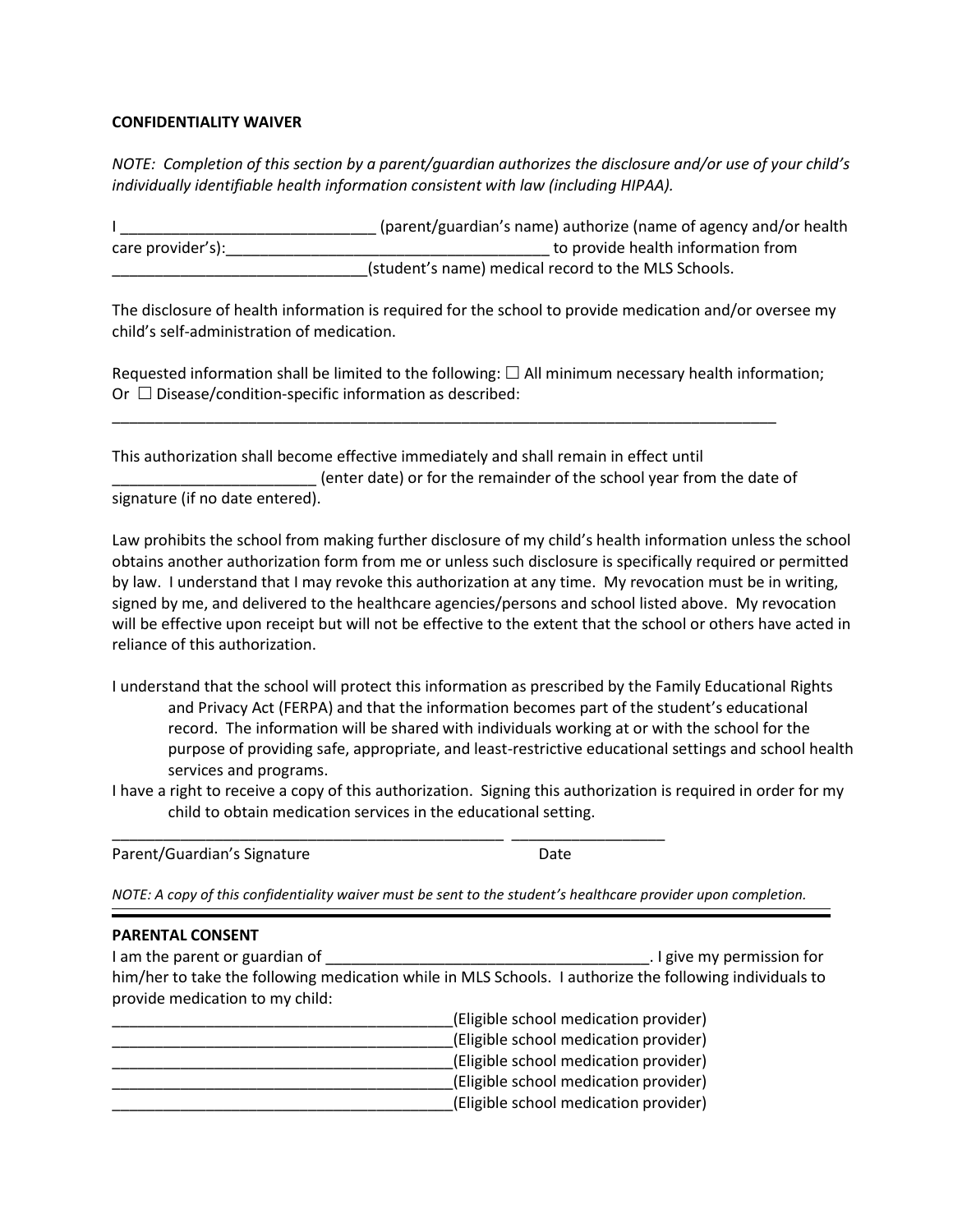**CONFIDENTIALITY WAIVER**

*NOTE: Completion of this section by a parent/guardian authorizes the disclosure and/or use of your child's individually identifiable health information consistent with law (including HIPAA).*

I ______________________________ (parent/guardian's name) authorize (name of agency and/or health care provider's):______________________________________ to provide health information from _______________________________(student's name) medical record to the MLS Schools.

The disclosure of health information is required for the school to provide medication and/or oversee my child's self-administration of medication.

Requested information shall be limited to the following: ☐ All minimum necessary health information; Or ☐ Disease/condition-specific information as described:

___________________________________________________________________________________

This authorization shall become effective immediately and shall remain in effect until ________________________ (enter date) or for the remainder of the school year from the date of signature (if no date entered).

Law prohibits the school from making further disclosure of my child's health information unless the school obtains another authorization form from me or unless such disclosure is specifically required or permitted by law. I understand that I may revoke this authorization at any time. My revocation must be in writing, signed by me, and delivered to the healthcare agencies/persons and school listed above. My revocation will be effective upon receipt but will not be effective to the extent that the school or others have acted in reliance of this authorization.

I understand that the school will protect this information as prescribed by the Family Educational Rights and Privacy Act (FERPA) and that the information becomes part of the student's educational record. The information will be shared with individuals working at or with the school for the purpose of providing safe, appropriate, and least-restrictive educational settings and school health services and programs.

I have a right to receive a copy of this authorization. Signing this authorization is required in order for my child to obtain medication services in the educational setting.

_______________________________________________ __________________

Parent/Guardian's Signature                                        Date

*NOTE: A copy of this confidentiality waiver must be sent to the student's healthcare provider upon completion.*

---

**PARENTAL CONSENT**

I am the parent or guardian of ______________________________________. I give my permission for him/her to take the following medication while in MLS Schools. I authorize the following individuals to provide medication to my child:

_________________________________________(Eligible school medication provider)

_________________________________________(Eligible school medication provider)

_________________________________________(Eligible school medication provider)

_________________________________________(Eligible school medication provider)

_________________________________________(Eligible school medication provider)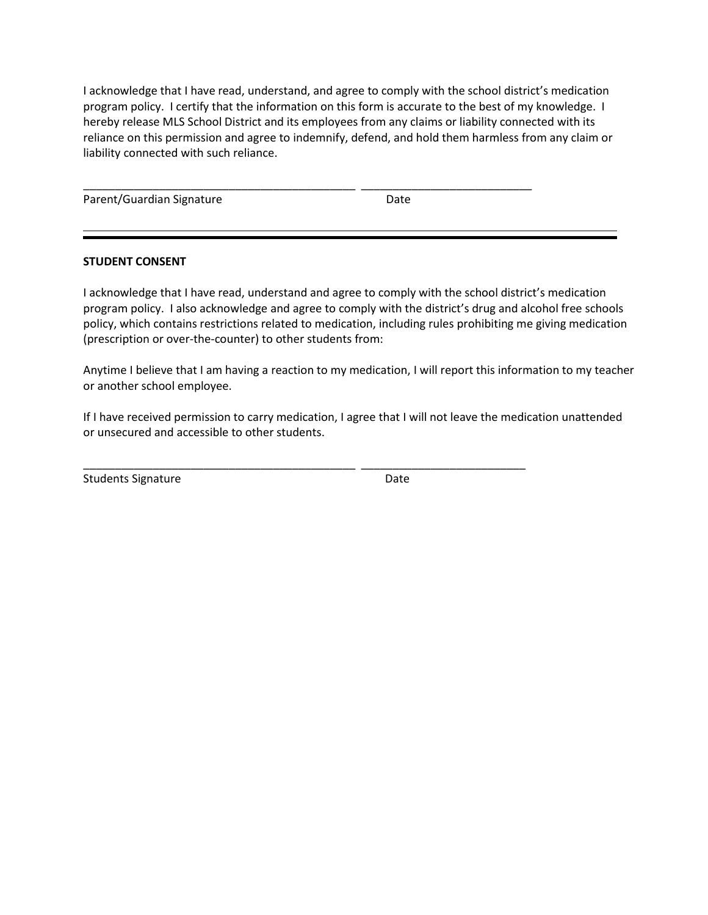I acknowledge that I have read, understand, and agree to comply with the school district's medication program policy. I certify that the information on this form is accurate to the best of my knowledge. I hereby release MLS School District and its employees from any claims or liability connected with its reliance on this permission and agree to indemnify, defend, and hold them harmless from any claim or liability connected with such reliance.

_____________________________________________ ____________________________

Parent/Guardian Signature Date

---

**STUDENT CONSENT**

I acknowledge that I have read, understand and agree to comply with the school district's medication program policy. I also acknowledge and agree to comply with the district's drug and alcohol free schools policy, which contains restrictions related to medication, including rules prohibiting me giving medication (prescription or over-the-counter) to other students from:

Anytime I believe that I am having a reaction to my medication, I will report this information to my teacher or another school employee.

If I have received permission to carry medication, I agree that I will not leave the medication unattended or unsecured and accessible to other students.

_____________________________________________ ___________________________

Students Signature Date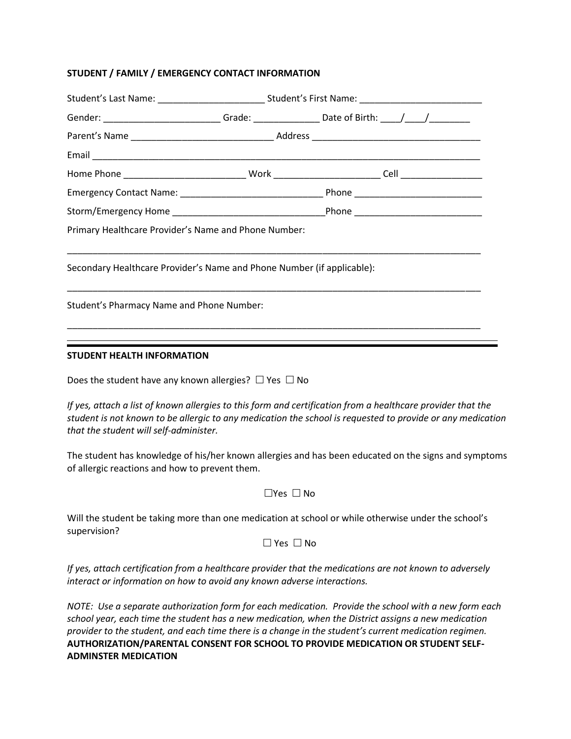**STUDENT / FAMILY / EMERGENCY CONTACT INFORMATION**

Student's Last Name: _____________________ Student's First Name: ________________________

Gender: _______________________ Grade: _____________ Date of Birth: ____/____/________

Parent's Name ____________________________ Address ________________________________

Email ___________________________________________________________________________

Home Phone ________________________ Work _____________________ Cell ________________

Emergency Contact Name: ____________________________ Phone _________________________

Storm/Emergency Home _____________________________Phone _________________________

Primary Healthcare Provider's Name and Phone Number:

_________________________________________________________________________________

Secondary Healthcare Provider's Name and Phone Number (if applicable):

_________________________________________________________________________________

Student's Pharmacy Name and Phone Number:

_________________________________________________________________________________

---

**STUDENT HEALTH INFORMATION**

Does the student have any known allergies? ☐ Yes ☐ No

*If yes, attach a list of known allergies to this form and certification from a healthcare provider that the student is not known to be allergic to any medication the school is requested to provide or any medication that the student will self-administer.*

The student has knowledge of his/her known allergies and has been educated on the signs and symptoms of allergic reactions and how to prevent them.

☐Yes ☐ No

Will the student be taking more than one medication at school or while otherwise under the school's supervision?

☐ Yes ☐ No

*If yes, attach certification from a healthcare provider that the medications are not known to adversely interact or information on how to avoid any known adverse interactions.*

*NOTE: Use a separate authorization form for each medication. Provide the school with a new form each school year, each time the student has a new medication, when the District assigns a new medication provider to the student, and each time there is a change in the student's current medication regimen.*

**AUTHORIZATION/PARENTAL CONSENT FOR SCHOOL TO PROVIDE MEDICATION OR STUDENT SELF-ADMINSTER MEDICATION**